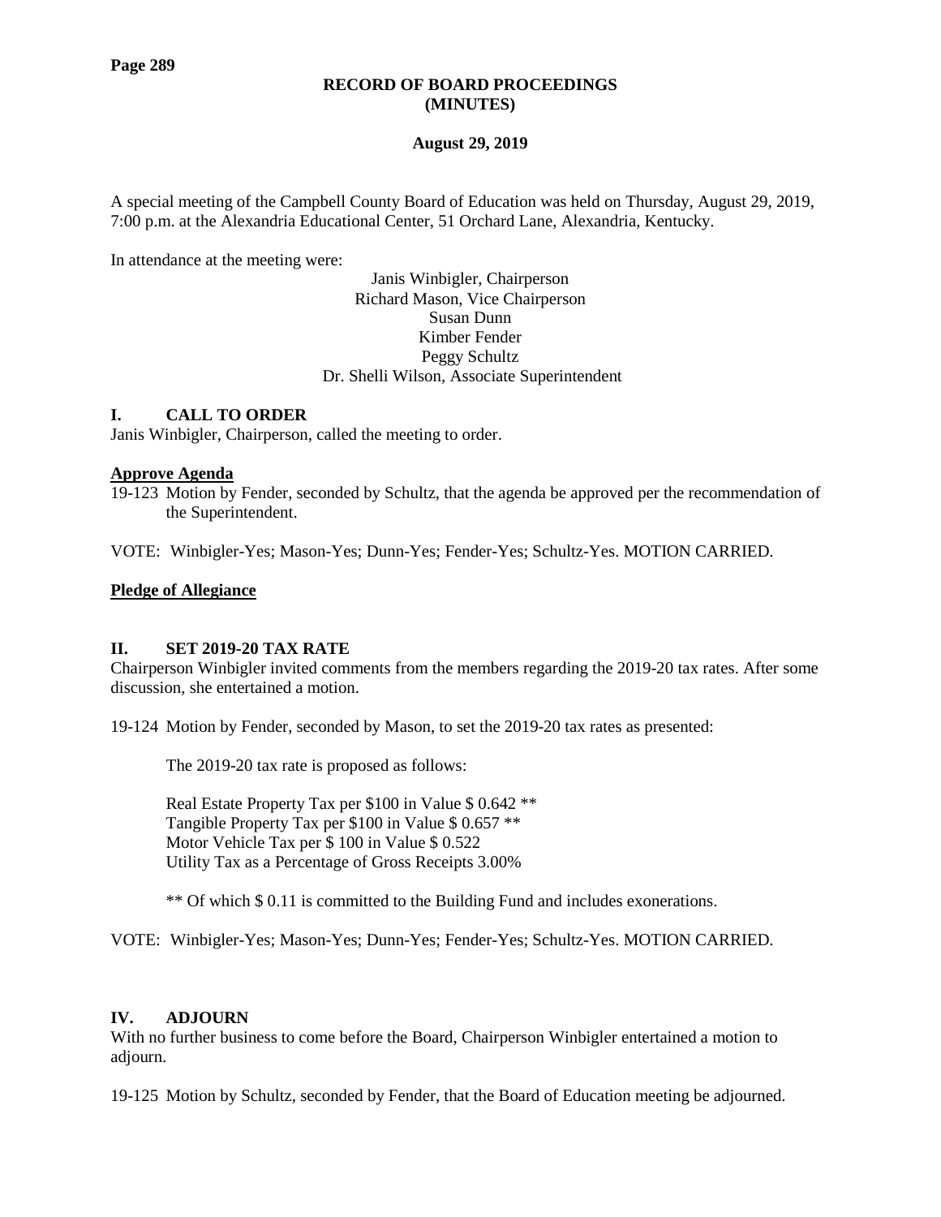# RECORD OF BOARD PROCEEDINGS (MINUTES)

**August 29, 2019**

A special meeting of the Campbell County Board of Education was held on Thursday, August 29, 2019, 7:00 p.m. at the Alexandria Educational Center, 51 Orchard Lane, Alexandria, Kentucky.

In attendance at the meeting were:

Janis Winbigler, Chairperson
Richard Mason, Vice Chairperson
Susan Dunn
Kimber Fender
Peggy Schultz
Dr. Shelli Wilson, Associate Superintendent

## I. CALL TO ORDER

Janis Winbigler, Chairperson, called the meeting to order.

**Approve Agenda**

19-123 Motion by Fender, seconded by Schultz, that the agenda be approved per the recommendation of the Superintendent.

VOTE: Winbigler-Yes; Mason-Yes; Dunn-Yes; Fender-Yes; Schultz-Yes. MOTION CARRIED.

**Pledge of Allegiance**

## II. SET 2019-20 TAX RATE

Chairperson Winbigler invited comments from the members regarding the 2019-20 tax rates. After some discussion, she entertained a motion.

19-124 Motion by Fender, seconded by Mason, to set the 2019-20 tax rates as presented:

The 2019-20 tax rate is proposed as follows:

Real Estate Property Tax per $100 in Value $ 0.642 **
Tangible Property Tax per $100 in Value $ 0.657 **
Motor Vehicle Tax per $ 100 in Value $ 0.522
Utility Tax as a Percentage of Gross Receipts 3.00%

** Of which $ 0.11 is committed to the Building Fund and includes exonerations.

VOTE: Winbigler-Yes; Mason-Yes; Dunn-Yes; Fender-Yes; Schultz-Yes. MOTION CARRIED.

## IV. ADJOURN

With no further business to come before the Board, Chairperson Winbigler entertained a motion to adjourn.

19-125 Motion by Schultz, seconded by Fender, that the Board of Education meeting be adjourned.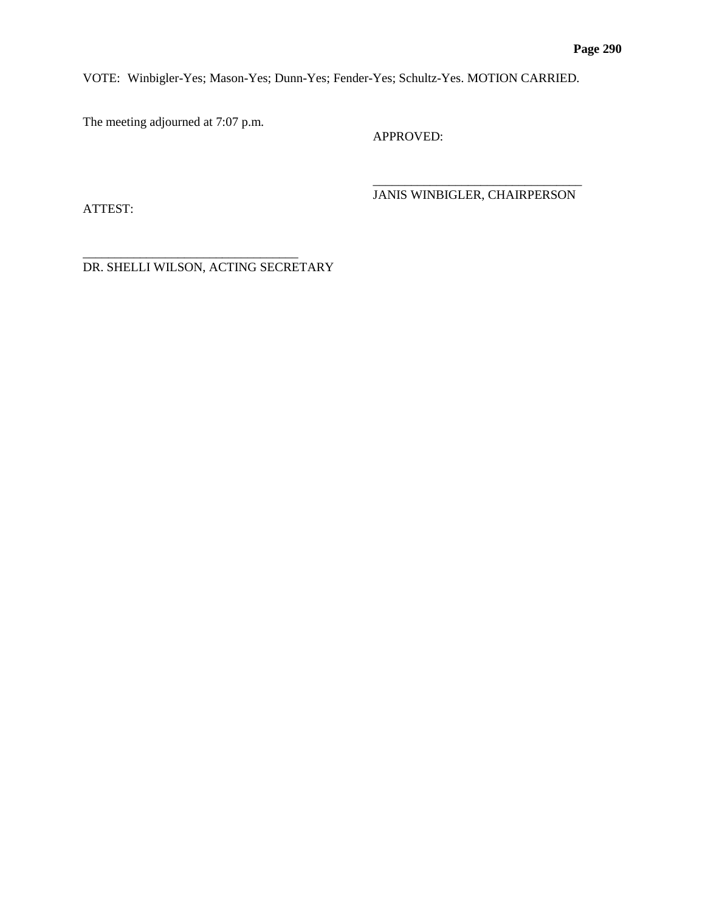VOTE: Winbigler-Yes; Mason-Yes; Dunn-Yes; Fender-Yes; Schultz-Yes. MOTION CARRIED.

The meeting adjourned at 7:07 p.m.

APPROVED:

\_\_\_\_\_\_\_\_\_\_\_\_\_\_\_\_\_\_\_\_\_\_\_\_\_\_\_\_\_\_\_\_
JANIS WINBIGLER, CHAIRPERSON

ATTEST:

\_\_\_\_\_\_\_\_\_\_\_\_\_\_\_\_\_\_\_\_\_\_\_\_\_\_\_\_\_\_\_\_
DR. SHELLI WILSON, ACTING SECRETARY